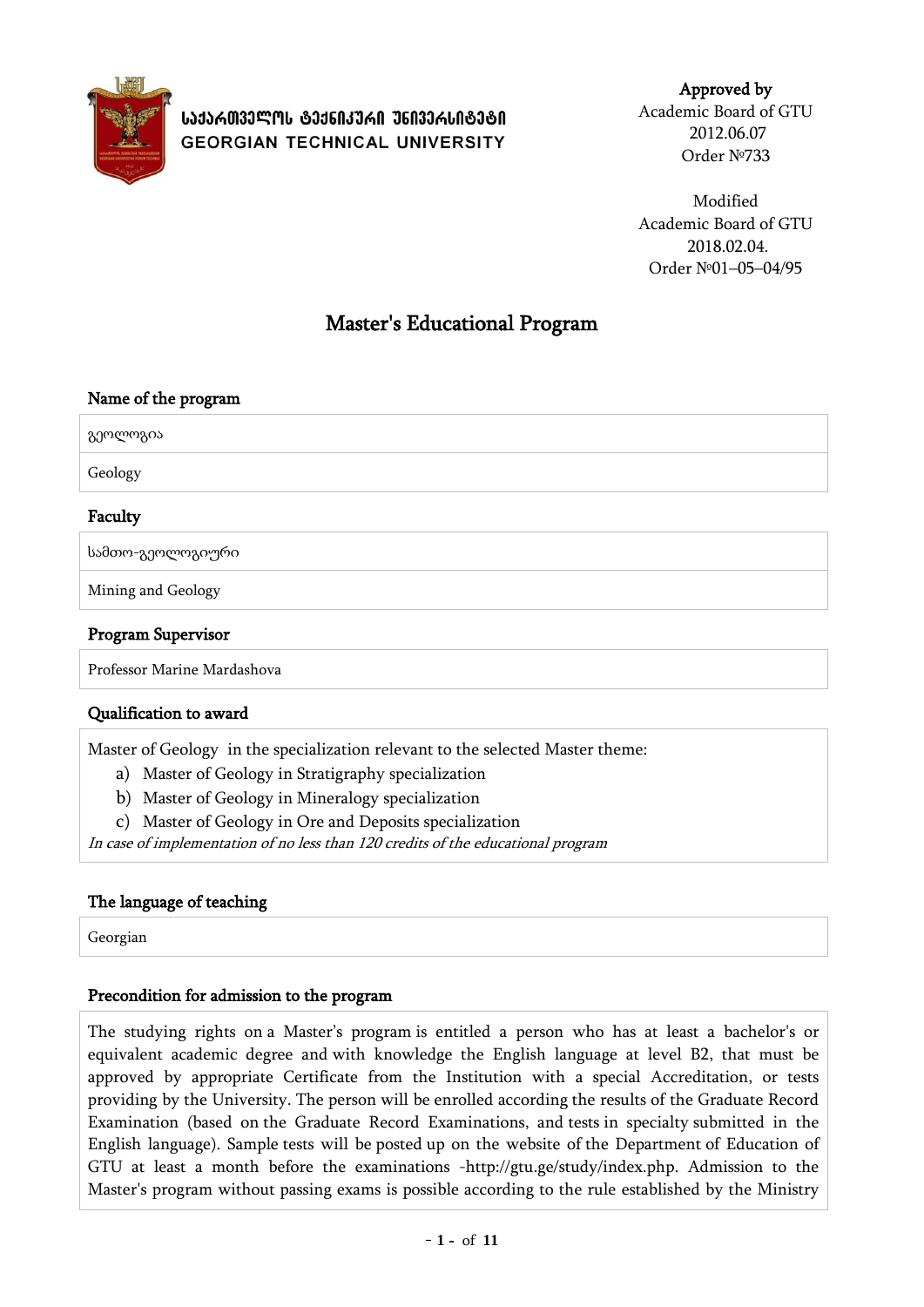**საქართველოს ტექნიკური უნივერსიტეტი**
**GEORGIAN TECHNICAL UNIVERSITY**

**Approved by**
Academic Board of GTU
2012.06.07
Order №733

Modified
Academic Board of GTU
2018.02.04.
Order №01–05–04/95

# Master's Educational Program

### Name of the program

გეოლოგია

Geology

### Faculty

სამთო-გეოლოგიური

Mining and Geology

### Program Supervisor

Professor Marine Mardashova

### Qualification to award

Master of Geology in the specialization relevant to the selected Master theme:

a) Master of Geology in Stratigraphy specialization
b) Master of Geology in Mineralogy specialization
c) Master of Geology in Ore and Deposits specialization

*In case of implementation of no less than 120 credits of the educational program*

### The language of teaching

Georgian

### Precondition for admission to the program

The studying rights on a Master's program is entitled a person who has at least a bachelor's or equivalent academic degree and with knowledge the English language at level B2, that must be approved by appropriate Certificate from the Institution with a special Accreditation, or tests providing by the University. The person will be enrolled according the results of the Graduate Record Examination (based on the Graduate Record Examinations, and tests in specialty submitted in the English language). Sample tests will be posted up on the website of the Department of Education of GTU at least a month before the examinations -http://gtu.ge/study/index.php. Admission to the Master's program without passing exams is possible according to the rule established by the Ministry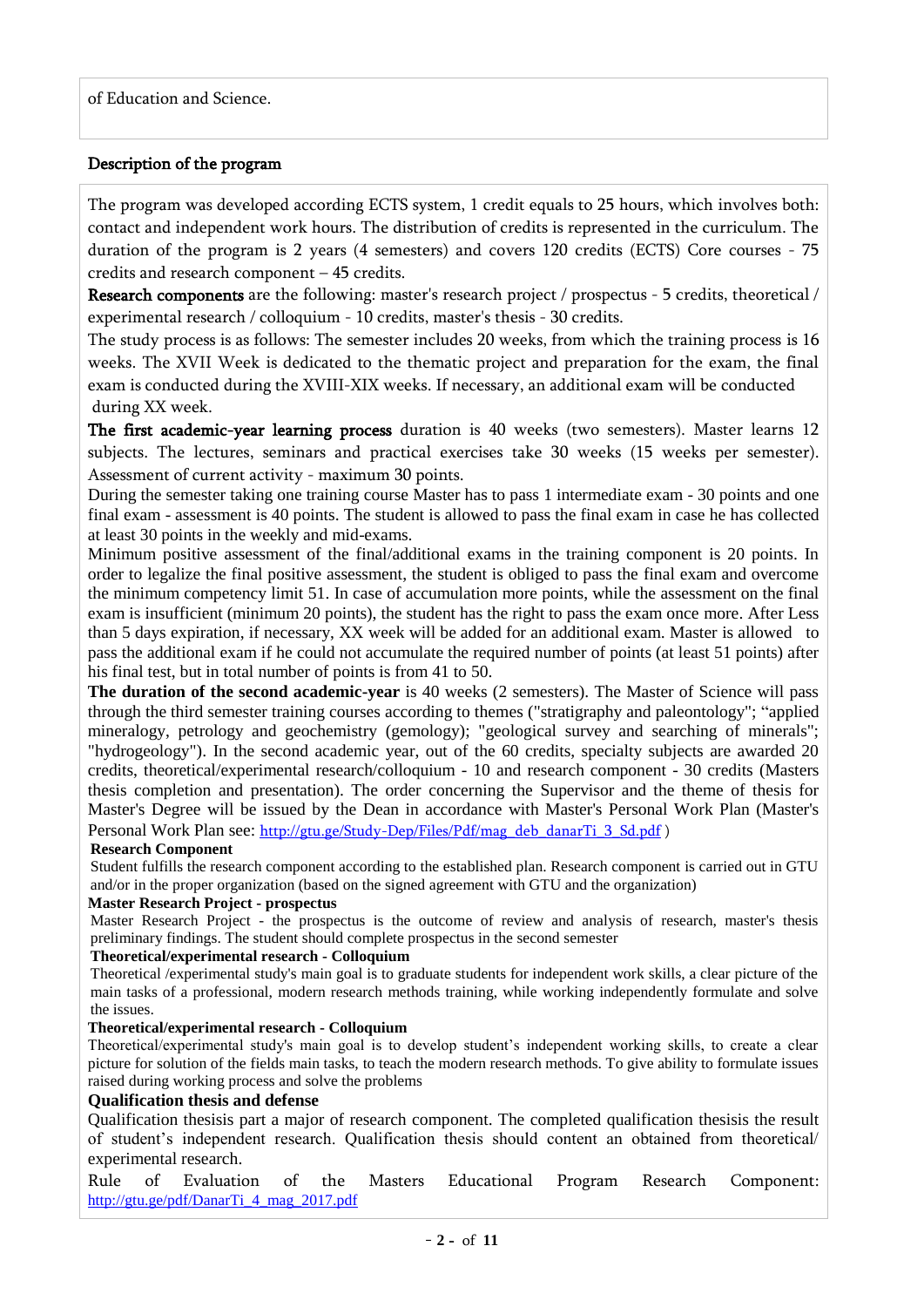of Education and Science.

**Description of the program**

The program was developed according ECTS system, 1 credit equals to 25 hours, which involves both: contact and independent work hours. The distribution of credits is represented in the curriculum. The duration of the program is 2 years (4 semesters) and covers 120 credits (ECTS) Core courses - 75 credits and research component – 45 credits.

**Research components** are the following: master's research project / prospectus - 5 credits, theoretical / experimental research / colloquium - 10 credits, master's thesis - 30 credits.

The study process is as follows: The semester includes 20 weeks, from which the training process is 16 weeks. The XVII Week is dedicated to the thematic project and preparation for the exam, the final exam is conducted during the XVIII-XIX weeks. If necessary, an additional exam will be conducted during XX week.

**The first academic-year learning process** duration is 40 weeks (two semesters). Master learns 12 subjects. The lectures, seminars and practical exercises take 30 weeks (15 weeks per semester). Assessment of current activity - maximum 30 points.

During the semester taking one training course Master has to pass 1 intermediate exam - 30 points and one final exam - assessment is 40 points. The student is allowed to pass the final exam in case he has collected at least 30 points in the weekly and mid-exams.

Minimum positive assessment of the final/additional exams in the training component is 20 points. In order to legalize the final positive assessment, the student is obliged to pass the final exam and overcome the minimum competency limit 51. In case of accumulation more points, while the assessment on the final exam is insufficient (minimum 20 points), the student has the right to pass the exam once more. After Less than 5 days expiration, if necessary, XX week will be added for an additional exam. Master is allowed to pass the additional exam if he could not accumulate the required number of points (at least 51 points) after his final test, but in total number of points is from 41 to 50.

**The duration of the second academic-year** is 40 weeks (2 semesters). The Master of Science will pass through the third semester training courses according to themes ("stratigraphy and paleontology"; "applied mineralogy, petrology and geochemistry (gemology); "geological survey and searching of minerals"; "hydrogeology"). In the second academic year, out of the 60 credits, specialty subjects are awarded 20 credits, theoretical/experimental research/colloquium - 10 and research component - 30 credits (Masters thesis completion and presentation). The order concerning the Supervisor and the theme of thesis for Master's Degree will be issued by the Dean in accordance with Master's Personal Work Plan (Master's Personal Work Plan see: http://gtu.ge/Study-Dep/Files/Pdf/mag_deb_danarTi_3_Sd.pdf )

**Research Component**

Student fulfills the research component according to the established plan. Research component is carried out in GTU and/or in the proper organization (based on the signed agreement with GTU and the organization)

**Master Research Project - prospectus**

Master Research Project - the prospectus is the outcome of review and analysis of research, master's thesis preliminary findings. The student should complete prospectus in the second semester

**Theoretical/experimental research - Colloquium**

Theoretical /experimental study's main goal is to graduate students for independent work skills, a clear picture of the main tasks of a professional, modern research methods training, while working independently formulate and solve the issues.

**Theoretical/experimental research - Colloquium**

Theoretical/experimental study's main goal is to develop student's independent working skills, to create a clear picture for solution of the fields main tasks, to teach the modern research methods. To give ability to formulate issues raised during working process and solve the problems

**Qualification thesis and defense**

Qualification thesisis part a major of research component. The completed qualification thesisis the result of student's independent research. Qualification thesis should content an obtained from theoretical/ experimental research.

Rule of Evaluation of the Masters Educational Program Research Component: http://gtu.ge/pdf/DanarTi_4_mag_2017.pdf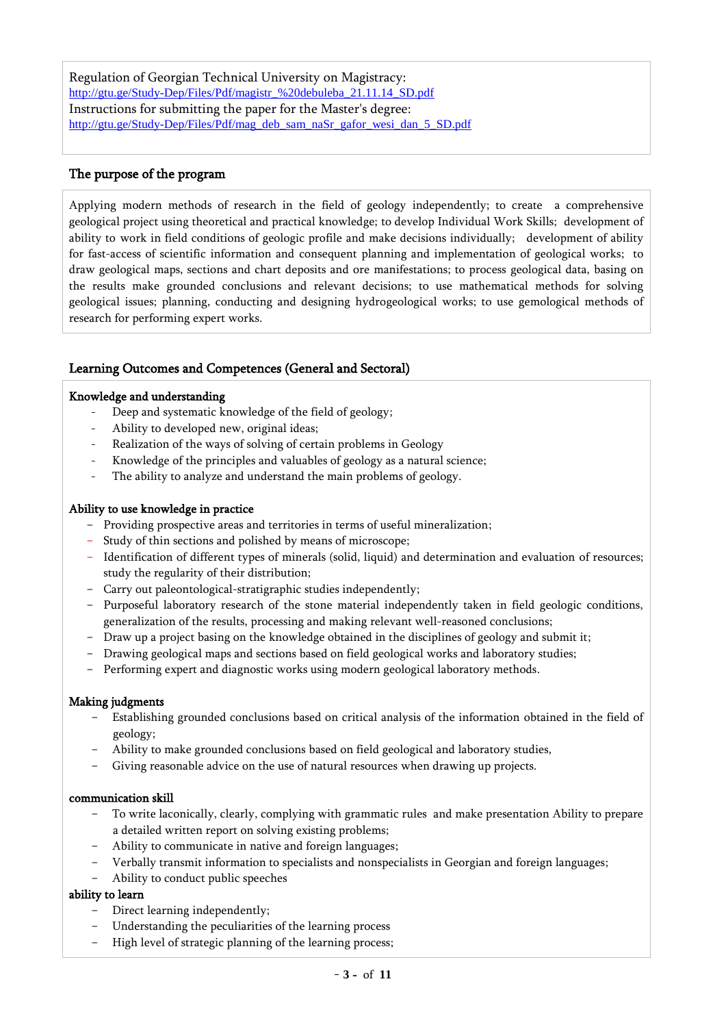Regulation of Georgian Technical University on Magistracy:
http://gtu.ge/Study-Dep/Files/Pdf/magistr_%20debuleba_21.11.14_SD.pdf
Instructions for submitting the paper for the Master's degree:
http://gtu.ge/Study-Dep/Files/Pdf/mag_deb_sam_naSr_gafor_wesi_dan_5_SD.pdf

## The purpose of the program

Applying modern methods of research in the field of geology independently; to create a comprehensive geological project using theoretical and practical knowledge; to develop Individual Work Skills; development of ability to work in field conditions of geologic profile and make decisions individually; development of ability for fast-access of scientific information and consequent planning and implementation of geological works; to draw geological maps, sections and chart deposits and ore manifestations; to process geological data, basing on the results make grounded conclusions and relevant decisions; to use mathematical methods for solving geological issues; planning, conducting and designing hydrogeological works; to use gemological methods of research for performing expert works.

## Learning Outcomes and Competences (General and Sectoral)

### Knowledge and understanding

- Deep and systematic knowledge of the field of geology;
- Ability to developed new, original ideas;
- Realization of the ways of solving of certain problems in Geology
- Knowledge of the principles and valuables of geology as a natural science;
- The ability to analyze and understand the main problems of geology.

### Ability to use knowledge in practice

- Providing prospective areas and territories in terms of useful mineralization;
- Study of thin sections and polished by means of microscope;
- Identification of different types of minerals (solid, liquid) and determination and evaluation of resources; study the regularity of their distribution;
- Carry out paleontological-stratigraphic studies independently;
- Purposeful laboratory research of the stone material independently taken in field geologic conditions, generalization of the results, processing and making relevant well-reasoned conclusions;
- Draw up a project basing on the knowledge obtained in the disciplines of geology and submit it;
- Drawing geological maps and sections based on field geological works and laboratory studies;
- Performing expert and diagnostic works using modern geological laboratory methods.

### Making judgments

- Establishing grounded conclusions based on critical analysis of the information obtained in the field of geology;
- Ability to make grounded conclusions based on field geological and laboratory studies,
- Giving reasonable advice on the use of natural resources when drawing up projects.

### communication skill

- To write laconically, clearly, complying with grammatic rules and make presentation Ability to prepare a detailed written report on solving existing problems;
- Ability to communicate in native and foreign languages;
- Verbally transmit information to specialists and nonspecialists in Georgian and foreign languages;
- Ability to conduct public speeches

### ability to learn

- Direct learning independently;
- Understanding the peculiarities of the learning process
- High level of strategic planning of the learning process;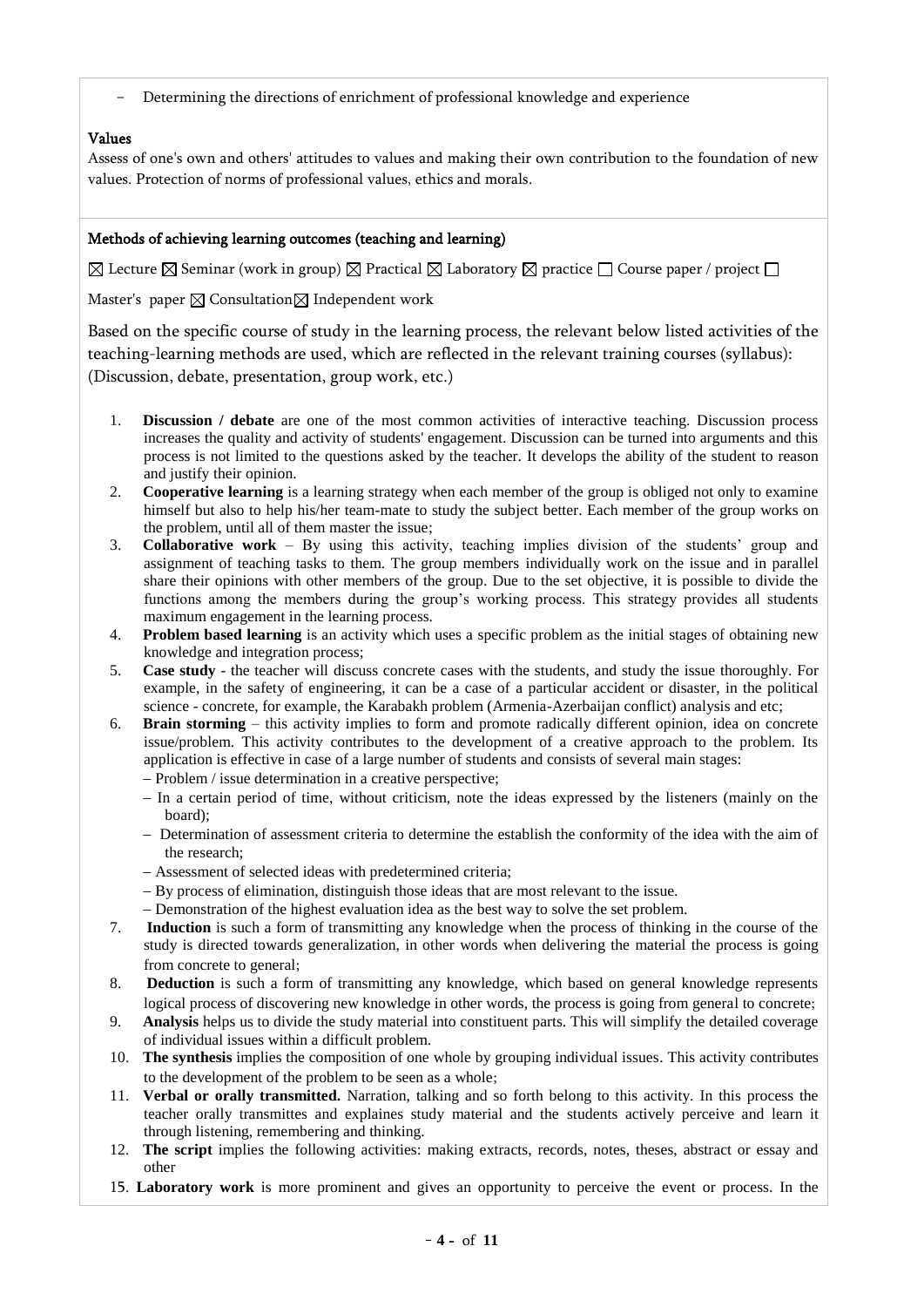- Determining the directions of enrichment of professional knowledge and experience

**Values**

Assess of one's own and others' attitudes to values and making their own contribution to the foundation of new values. Protection of norms of professional values, ethics and morals.

**Methods of achieving learning outcomes (teaching and learning)**

☒ Lecture ☒ Seminar (work in group) ☒ Practical ☒ Laboratory ☒ practice ☐ Course paper / project ☐ Master's paper ☒ Consultation ☒ Independent work

Based on the specific course of study in the learning process, the relevant below listed activities of the teaching-learning methods are used, which are reflected in the relevant training courses (syllabus): (Discussion, debate, presentation, group work, etc.)

1. **Discussion / debate** are one of the most common activities of interactive teaching. Discussion process increases the quality and activity of students' engagement. Discussion can be turned into arguments and this process is not limited to the questions asked by the teacher. It develops the ability of the student to reason and justify their opinion.
2. **Cooperative learning** is a learning strategy when each member of the group is obliged not only to examine himself but also to help his/her team-mate to study the subject better. Each member of the group works on the problem, until all of them master the issue;
3. **Collaborative work** – By using this activity, teaching implies division of the students' group and assignment of teaching tasks to them. The group members individually work on the issue and in parallel share their opinions with other members of the group. Due to the set objective, it is possible to divide the functions among the members during the group's working process. This strategy provides all students maximum engagement in the learning process.
4. **Problem based learning** is an activity which uses a specific problem as the initial stages of obtaining new knowledge and integration process;
5. **Case study** - the teacher will discuss concrete cases with the students, and study the issue thoroughly. For example, in the safety of engineering, it can be a case of a particular accident or disaster, in the political science - concrete, for example, the Karabakh problem (Armenia-Azerbaijan conflict) analysis and etc;
6. **Brain storming** – this activity implies to form and promote radically different opinion, idea on concrete issue/problem. This activity contributes to the development of a creative approach to the problem. Its application is effective in case of a large number of students and consists of several main stages:
   - Problem / issue determination in a creative perspective;
   - In a certain period of time, without criticism, note the ideas expressed by the listeners (mainly on the board);
   - Determination of assessment criteria to determine the establish the conformity of the idea with the aim of the research;
   - Assessment of selected ideas with predetermined criteria;
   - By process of elimination, distinguish those ideas that are most relevant to the issue.
   - Demonstration of the highest evaluation idea as the best way to solve the set problem.
7. **Induction** is such a form of transmitting any knowledge when the process of thinking in the course of the study is directed towards generalization, in other words when delivering the material the process is going from concrete to general;
8. **Deduction** is such a form of transmitting any knowledge, which based on general knowledge represents logical process of discovering new knowledge in other words, the process is going from general to concrete;
9. **Analysis** helps us to divide the study material into constituent parts. This will simplify the detailed coverage of individual issues within a difficult problem.
10. **The synthesis** implies the composition of one whole by grouping individual issues. This activity contributes to the development of the problem to be seen as a whole;
11. **Verbal or orally transmitted.** Narration, talking and so forth belong to this activity. In this process the teacher orally transmittes and explaines study material and the students actively perceive and learn it through listening, remembering and thinking.
12. **The script** implies the following activities: making extracts, records, notes, theses, abstract or essay and other

15. **Laboratory work** is more prominent and gives an opportunity to perceive the event or process. In the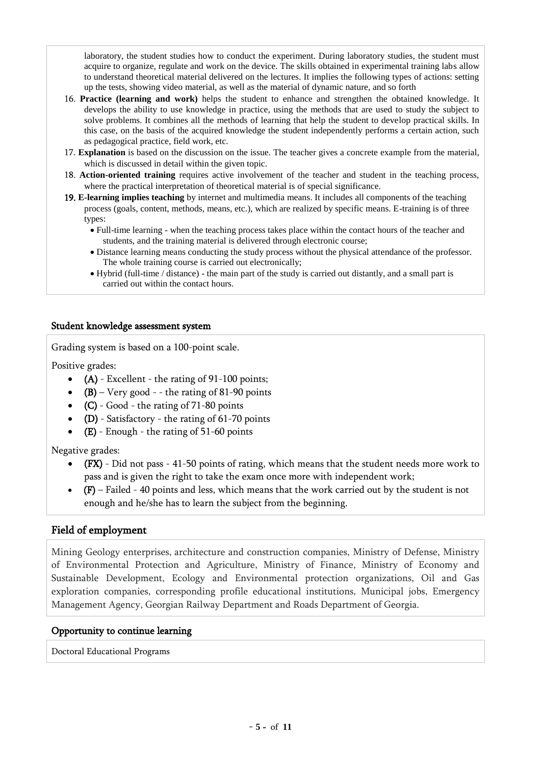laboratory, the student studies how to conduct the experiment. During laboratory studies, the student must acquire to organize, regulate and work on the device. The skills obtained in experimental training labs allow to understand theoretical material delivered on the lectures. It implies the following types of actions: setting up the tests, showing video material, as well as the material of dynamic nature, and so forth

16. **Practice (learning and work)** helps the student to enhance and strengthen the obtained knowledge. It develops the ability to use knowledge in practice, using the methods that are used to study the subject to solve problems. It combines all the methods of learning that help the student to develop practical skills. In this case, on the basis of the acquired knowledge the student independently performs a certain action, such as pedagogical practice, field work, etc.
17. **Explanation** is based on the discussion on the issue. The teacher gives a concrete example from the material, which is discussed in detail within the given topic.
18. **Action-oriented training** requires active involvement of the teacher and student in the teaching process, where the practical interpretation of theoretical material is of special significance.
19. **E-learning implies teaching** by internet and multimedia means. It includes all components of the teaching process (goals, content, methods, means, etc.), which are realized by specific means. E-training is of three types:
    - Full-time learning - when the teaching process takes place within the contact hours of the teacher and students, and the training material is delivered through electronic course;
    - Distance learning means conducting the study process without the physical attendance of the professor. The whole training course is carried out electronically;
    - Hybrid (full-time / distance) - the main part of the study is carried out distantly, and a small part is carried out within the contact hours.

## Student knowledge assessment system

Grading system is based on a 100-point scale.

Positive grades:

- **(A)** - Excellent - the rating of 91-100 points;
- **(B)** – Very good - - the rating of 81-90 points
- **(C)** - Good - the rating of 71-80 points
- **(D)** - Satisfactory - the rating of 61-70 points
- **(E)** - Enough - the rating of 51-60 points

Negative grades:

- **(FX)** - Did not pass - 41-50 points of rating, which means that the student needs more work to pass and is given the right to take the exam once more with independent work;
- **(F)** – Failed - 40 points and less, which means that the work carried out by the student is not enough and he/she has to learn the subject from the beginning.

## Field of employment

Mining Geology enterprises, architecture and construction companies, Ministry of Defense, Ministry of Environmental Protection and Agriculture, Ministry of Finance, Ministry of Economy and Sustainable Development, Ecology and Environmental protection organizations, Oil and Gas exploration companies, corresponding profile educational institutions, Municipal jobs, Emergency Management Agency, Georgian Railway Department and Roads Department of Georgia.

## Opportunity to continue learning

Doctoral Educational Programs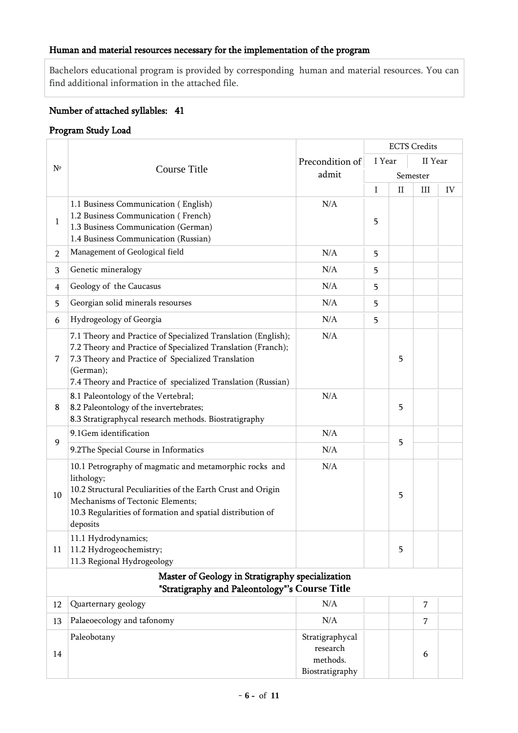### Human and material resources necessary for the implementation of the program

Bachelors educational program is provided by corresponding human and material resources. You can find additional information in the attached file.

### Number of attached syllables: 41

### Program Study Load

| № | Course Title | Precondition of admit | ECTS Credits | | | |
|---|---|---|---|---|---|---|
| | | | I Year | | II Year | |
| | | | Semester | | | |
| | | | I | II | III | IV |
| 1 | 1.1 Business Communication ( English)<br>1.2 Business Communication ( French)<br>1.3 Business Communication (German)<br>1.4 Business Communication (Russian) | N/A | 5 | | | |
| 2 | Management of Geological field | N/A | 5 | | | |
| 3 | Genetic mineralogy | N/A | 5 | | | |
| 4 | Geology of the Caucasus | N/A | 5 | | | |
| 5 | Georgian solid minerals resourses | N/A | 5 | | | |
| 6 | Hydrogeology of Georgia | N/A | 5 | | | |
| 7 | 7.1 Theory and Practice of Specialized Translation (English);<br>7.2 Theory and Practice of Specialized Translation (Franch);<br>7.3 Theory and Practice of Specialized Translation (German);<br>7.4 Theory and Practice of specialized Translation (Russian) | N/A | | 5 | | |
| 8 | 8.1 Paleontology of the Vertebral;<br>8.2 Paleontology of the invertebrates;<br>8.3 Stratigraphycal research methods. Biostratigraphy | N/A | | 5 | | |
| 9 | 9.1Gem identification | N/A | | 5 | | |
| | 9.2The Special Course in Informatics | N/A | | | | |
| 10 | 10.1 Petrography of magmatic and metamorphic rocks and lithology;<br>10.2 Structural Peculiarities of the Earth Crust and Origin Mechanisms of Tectonic Elements;<br>10.3 Regularities of formation and spatial distribution of deposits | N/A | | 5 | | |
| 11 | 11.1 Hydrodynamics;<br>11.2 Hydrogeochemistry;<br>11.3 Regional Hydrogeology | | | 5 | | |
| | **Master of Geology in Stratigraphy specialization "Stratigraphy and Paleontology"'s Course Title** | | | | | |
| 12 | Quarternary geology | N/A | | | 7 | |
| 13 | Palaeoecology and tafonomy | N/A | | | 7 | |
| 14 | Paleobotany | Stratigraphycal research methods. Biostratigraphy | | | 6 | |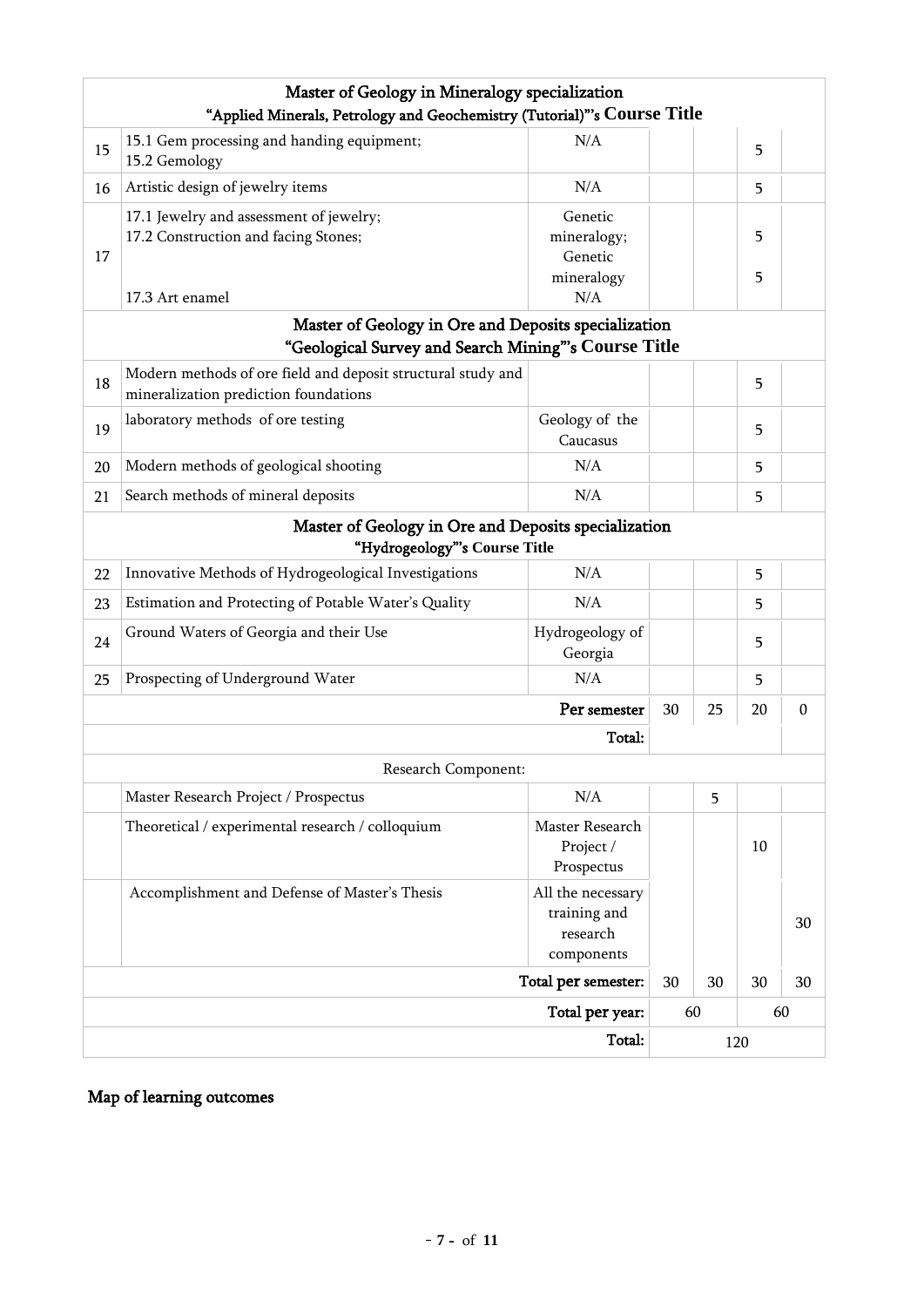| | Master of Geology in Mineralogy specialization "Applied Minerals, Petrology and Geochemistry (Tutorial)"'s Course Title | | | | | |
|---|---|---|---|---|---|---|
| 15 | 15.1 Gem processing and handing equipment; 15.2 Gemology | N/A | | | 5 | |
| 16 | Artistic design of jewelry items | N/A | | | 5 | |
| 17 | 17.1 Jewelry and assessment of jewelry; 17.2 Construction and facing Stones; 17.3 Art enamel | Genetic mineralogy; Genetic mineralogy N/A | | | 5 5 | |
| | **Master of Geology in Ore and Deposits specialization "Geological Survey and Search Mining"'s Course Title** | | | | | |
| 18 | Modern methods of ore field and deposit structural study and mineralization prediction foundations | | | | 5 | |
| 19 | laboratory methods of ore testing | Geology of the Caucasus | | | 5 | |
| 20 | Modern methods of geological shooting | N/A | | | 5 | |
| 21 | Search methods of mineral deposits | N/A | | | 5 | |
| | **Master of Geology in Ore and Deposits specialization "Hydrogeology"'s Course Title** | | | | | |
| 22 | Innovative Methods of Hydrogeological Investigations | N/A | | | 5 | |
| 23 | Estimation and Protecting of Potable Water's Quality | N/A | | | 5 | |
| 24 | Ground Waters of Georgia and their Use | Hydrogeology of Georgia | | | 5 | |
| 25 | Prospecting of Underground Water | N/A | | | 5 | |
| | | **Per semester** | 30 | 25 | 20 | 0 |
| | | **Total:** | | | | |
| | Research Component: | | | | | |
| | Master Research Project / Prospectus | N/A | | 5 | | |
| | Theoretical / experimental research / colloquium | Master Research Project / Prospectus | | | 10 | |
| | Accomplishment and Defense of Master's Thesis | All the necessary training and research components | | | | 30 |
| | | **Total per semester:** | 30 | 30 | 30 | 30 |
| | | **Total per year:** | 60 | | 60 | |
| | | **Total:** | 120 | | | |

## Map of learning outcomes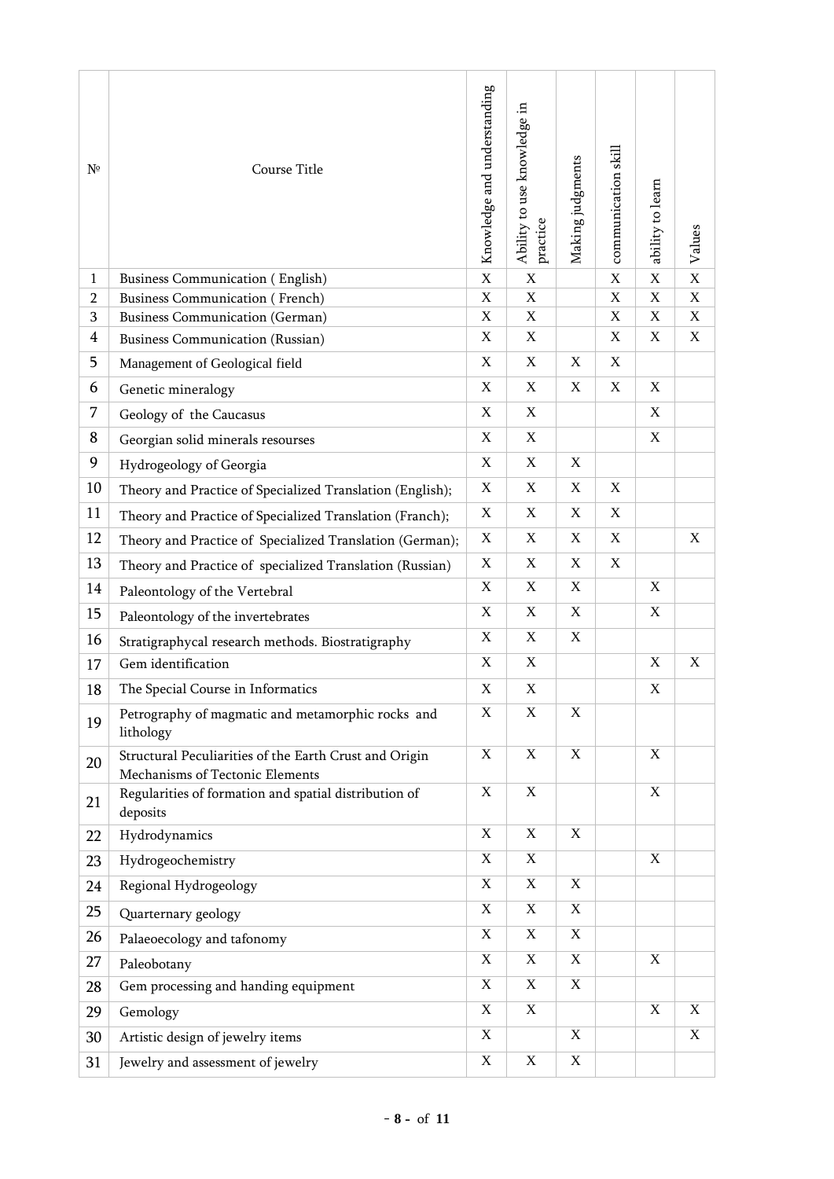| № | Course Title | Knowledge and understanding | Ability to use knowledge in practice | Making judgments | communication skill | ability to learn | Values |
|---|---|---|---|---|---|---|---|
| 1 | Business Communication ( English) | X | X | | X | X | X |
| 2 | Business Communication ( French) | X | X | | X | X | X |
| 3 | Business Communication (German) | X | X | | X | X | X |
| 4 | Business Communication (Russian) | X | X | | X | X | X |
| 5 | Management of Geological field | X | X | X | X | | |
| 6 | Genetic mineralogy | X | X | X | X | X | |
| 7 | Geology of the Caucasus | X | X | | | X | |
| 8 | Georgian solid minerals resourses | X | X | | | X | |
| 9 | Hydrogeology of Georgia | X | X | X | | | |
| 10 | Theory and Practice of Specialized Translation (English); | X | X | X | X | | |
| 11 | Theory and Practice of Specialized Translation (Franch); | X | X | X | X | | |
| 12 | Theory and Practice of Specialized Translation (German); | X | X | X | X | | X |
| 13 | Theory and Practice of specialized Translation (Russian) | X | X | X | X | | |
| 14 | Paleontology of the Vertebral | X | X | X | | X | |
| 15 | Paleontology of the invertebrates | X | X | X | | X | |
| 16 | Stratigraphycal research methods. Biostratigraphy | X | X | X | | | |
| 17 | Gem identification | X | X | | | X | X |
| 18 | The Special Course in Informatics | X | X | | | X | |
| 19 | Petrography of magmatic and metamorphic rocks and lithology | X | X | X | | | |
| 20 | Structural Peculiarities of the Earth Crust and Origin Mechanisms of Tectonic Elements | X | X | X | | X | |
| 21 | Regularities of formation and spatial distribution of deposits | X | X | | | X | |
| 22 | Hydrodynamics | X | X | X | | | |
| 23 | Hydrogeochemistry | X | X | | | X | |
| 24 | Regional Hydrogeology | X | X | X | | | |
| 25 | Quarternary geology | X | X | X | | | |
| 26 | Palaeoecology and tafonomy | X | X | X | | | |
| 27 | Paleobotany | X | X | X | | X | |
| 28 | Gem processing and handing equipment | X | X | X | | | |
| 29 | Gemology | X | X | | | X | X |
| 30 | Artistic design of jewelry items | X | | X | | | X |
| 31 | Jewelry and assessment of jewelry | X | X | X | | | |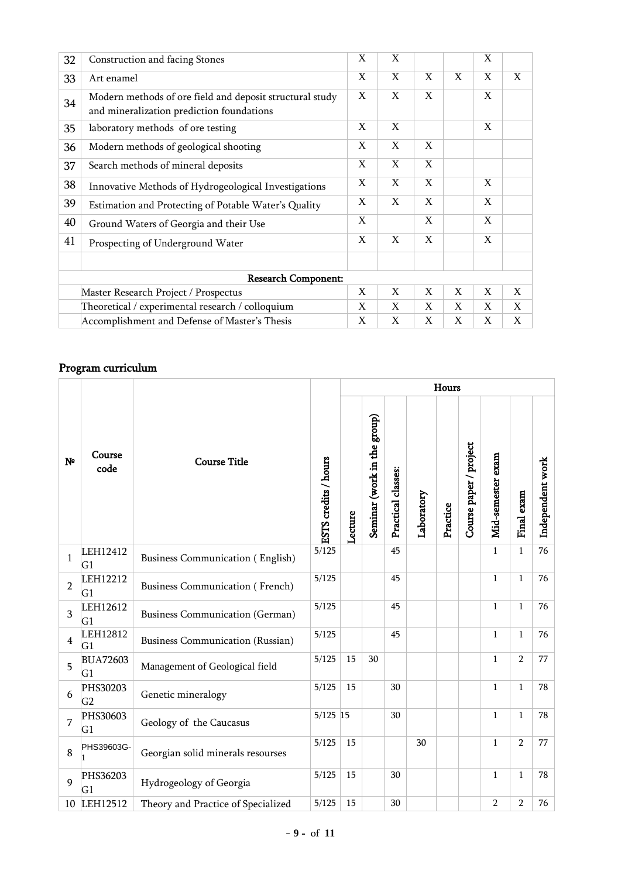| 32 | Construction and facing Stones | X | X | | | X | |
|---|---|---|---|---|---|---|---|
| 33 | Art enamel | X | X | X | X | X | X |
| 34 | Modern methods of ore field and deposit structural study and mineralization prediction foundations | X | X | X | | X | |
| 35 | laboratory methods of ore testing | X | X | | | X | |
| 36 | Modern methods of geological shooting | X | X | X | | | |
| 37 | Search methods of mineral deposits | X | X | X | | | |
| 38 | Innovative Methods of Hydrogeological Investigations | X | X | X | | X | |
| 39 | Estimation and Protecting of Potable Water's Quality | X | X | X | | X | |
| 40 | Ground Waters of Georgia and their Use | X | | X | | X | |
| 41 | Prospecting of Underground Water | X | X | X | | X | |
| | | | | | | | |
| | **Research Component:** | | | | | | |
| | Master Research Project / Prospectus | X | X | X | X | X | X |
| | Theoretical / experimental research / colloquium | X | X | X | X | X | X |
| | Accomplishment and Defense of Master's Thesis | X | X | X | X | X | X |

## Program curriculum

| № | Course code | Course Title | ESTS credits / hours | Hours | | | | | | | | |
|---|---|---|---|---|---|---|---|---|---|---|---|---|
| | | | | Lecture | Seminar (work in the group) | Practical classes: | Laboratory | Practice | Course paper / project | Mid-semester exam | Final exam | Independent work |
| 1 | LEH12412 G1 | Business Communication ( English) | 5/125 | | | 45 | | | | 1 | 1 | 76 |
| 2 | LEH12212 G1 | Business Communication ( French) | 5/125 | | | 45 | | | | 1 | 1 | 76 |
| 3 | LEH12612 G1 | Business Communication (German) | 5/125 | | | 45 | | | | 1 | 1 | 76 |
| 4 | LEH12812 G1 | Business Communication (Russian) | 5/125 | | | 45 | | | | 1 | 1 | 76 |
| 5 | BUA72603 G1 | Management of Geological field | 5/125 | 15 | 30 | | | | | 1 | 2 | 77 |
| 6 | PHS30203 G2 | Genetic mineralogy | 5/125 | 15 | | 30 | | | | 1 | 1 | 78 |
| 7 | PHS30603 G1 | Geology of the Caucasus | 5/125 | 15 | | 30 | | | | 1 | 1 | 78 |
| 8 | PHS39603G-1 | Georgian solid minerals resourses | 5/125 | 15 | | | 30 | | | 1 | 2 | 77 |
| 9 | PHS36203 G1 | Hydrogeology of Georgia | 5/125 | 15 | | 30 | | | | 1 | 1 | 78 |
| 10 | LEH12512 | Theory and Practice of Specialized | 5/125 | 15 | | 30 | | | | 2 | 2 | 76 |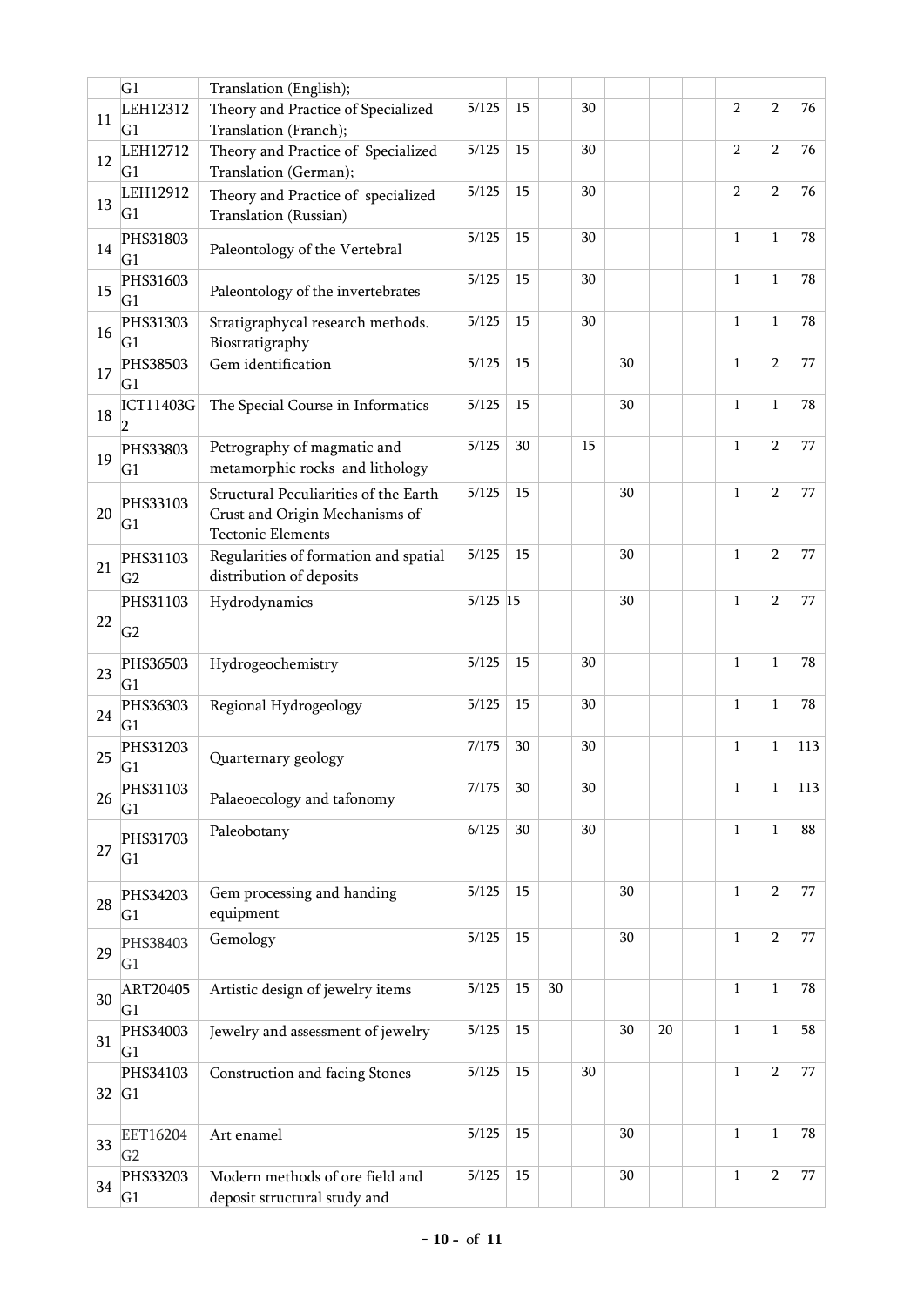| | | | | | | | | | | | | |
|---|---|---|---|---|---|---|---|---|---|---|---|---|
| | G1 | Translation (English); | | | | | | | | | | |
| 11 | LEH12312 G1 | Theory and Practice of Specialized Translation (Franch); | 5/125 | 15 | | 30 | | | | 2 | 2 | 76 |
| 12 | LEH12712 G1 | Theory and Practice of Specialized Translation (German); | 5/125 | 15 | | 30 | | | | 2 | 2 | 76 |
| 13 | LEH12912 G1 | Theory and Practice of specialized Translation (Russian) | 5/125 | 15 | | 30 | | | | 2 | 2 | 76 |
| 14 | PHS31803 G1 | Paleontology of the Vertebral | 5/125 | 15 | | 30 | | | | 1 | 1 | 78 |
| 15 | PHS31603 G1 | Paleontology of the invertebrates | 5/125 | 15 | | 30 | | | | 1 | 1 | 78 |
| 16 | PHS31303 G1 | Stratigraphycal research methods. Biostratigraphy | 5/125 | 15 | | 30 | | | | 1 | 1 | 78 |
| 17 | PHS38503 G1 | Gem identification | 5/125 | 15 | | | 30 | | | 1 | 2 | 77 |
| 18 | ICT11403G 2 | The Special Course in Informatics | 5/125 | 15 | | | 30 | | | 1 | 1 | 78 |
| 19 | PHS33803 G1 | Petrography of magmatic and metamorphic rocks and lithology | 5/125 | 30 | | 15 | | | | 1 | 2 | 77 |
| 20 | PHS33103 G1 | Structural Peculiarities of the Earth Crust and Origin Mechanisms of Tectonic Elements | 5/125 | 15 | | | 30 | | | 1 | 2 | 77 |
| 21 | PHS31103 G2 | Regularities of formation and spatial distribution of deposits | 5/125 | 15 | | | 30 | | | 1 | 2 | 77 |
| 22 | PHS31103 G2 | Hydrodynamics | 5/125 | 15 | | | 30 | | | 1 | 2 | 77 |
| 23 | PHS36503 G1 | Hydrogeochemistry | 5/125 | 15 | | 30 | | | | 1 | 1 | 78 |
| 24 | PHS36303 G1 | Regional Hydrogeology | 5/125 | 15 | | 30 | | | | 1 | 1 | 78 |
| 25 | PHS31203 G1 | Quarternary geology | 7/175 | 30 | | 30 | | | | 1 | 1 | 113 |
| 26 | PHS31103 G1 | Palaeoecology and tafonomy | 7/175 | 30 | | 30 | | | | 1 | 1 | 113 |
| 27 | PHS31703 G1 | Paleobotany | 6/125 | 30 | | 30 | | | | 1 | 1 | 88 |
| 28 | PHS34203 G1 | Gem processing and handing equipment | 5/125 | 15 | | | 30 | | | 1 | 2 | 77 |
| 29 | PHS38403 G1 | Gemology | 5/125 | 15 | | | 30 | | | 1 | 2 | 77 |
| 30 | ART20405 G1 | Artistic design of jewelry items | 5/125 | 15 | 30 | | | | | 1 | 1 | 78 |
| 31 | PHS34003 G1 | Jewelry and assessment of jewelry | 5/125 | 15 | | | 30 | 20 | | 1 | 1 | 58 |
| 32 | PHS34103 G1 | Construction and facing Stones | 5/125 | 15 | | 30 | | | | 1 | 2 | 77 |
| 33 | EET16204 G2 | Art enamel | 5/125 | 15 | | | 30 | | | 1 | 1 | 78 |
| 34 | PHS33203 G1 | Modern methods of ore field and deposit structural study and | 5/125 | 15 | | | 30 | | | 1 | 2 | 77 |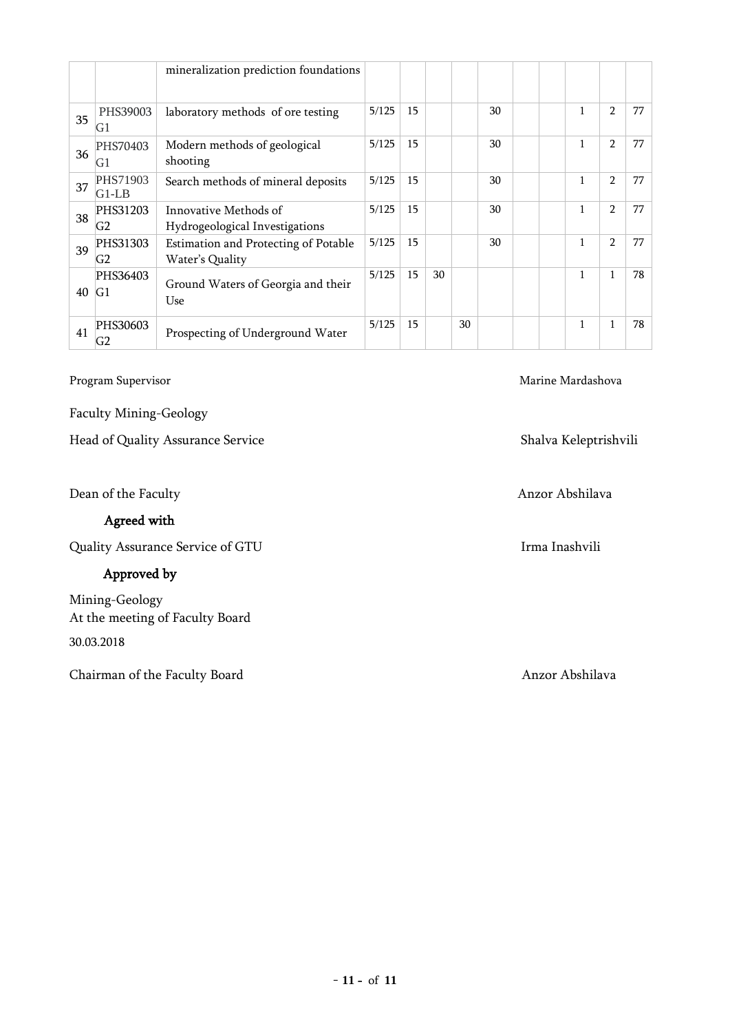| | | | | | | | | | | | | |
|---|---|---|---|---|---|---|---|---|---|---|---|---|
| | | mineralization prediction foundations | | | | | | | | | | |
| 35 | PHS39003 G1 | laboratory methods of ore testing | 5/125 | 15 | | | 30 | | | 1 | 2 | 77 |
| 36 | PHS70403 G1 | Modern methods of geological shooting | 5/125 | 15 | | | 30 | | | 1 | 2 | 77 |
| 37 | PHS71903 G1-LB | Search methods of mineral deposits | 5/125 | 15 | | | 30 | | | 1 | 2 | 77 |
| 38 | PHS31203 G2 | Innovative Methods of Hydrogeological Investigations | 5/125 | 15 | | | 30 | | | 1 | 2 | 77 |
| 39 | PHS31303 G2 | Estimation and Protecting of Potable Water's Quality | 5/125 | 15 | | | 30 | | | 1 | 2 | 77 |
| 40 | PHS36403 G1 | Ground Waters of Georgia and their Use | 5/125 | 15 | 30 | | | | | 1 | 1 | 78 |
| 41 | PHS30603 G2 | Prospecting of Underground Water | 5/125 | 15 | | 30 | | | | 1 | 1 | 78 |

Program Supervisor Marine Mardashova

Faculty Mining-Geology

Head of Quality Assurance Service Shalva Keleptrishvili

Dean of the Faculty Anzor Abshilava

**Agreed with**

Quality Assurance Service of GTU Irma Inashvili

**Approved by**

Mining-Geology
At the meeting of Faculty Board

30.03.2018

Chairman of the Faculty Board Anzor Abshilava